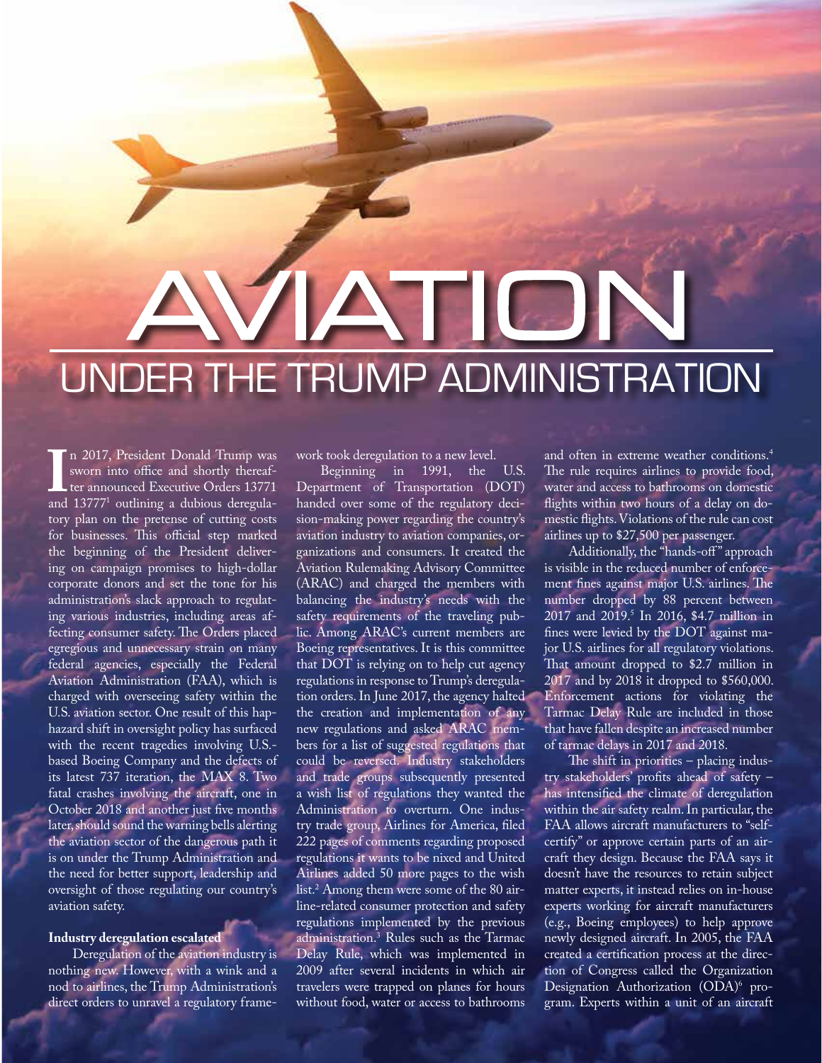# AVIATION

## UNDER THE TRUMP ADMINISTRATION

In 2017, President Donald Trump was sworn into office and shortly thereafter announced Executive Orders 13771 and 13777[1] outlining a dubious deregulatory plan on the pretense of cutting costs for businesses. This official step marked the beginning of the President delivering on campaign promises to high-dollar corporate donors and set the tone for his administration's slack approach to regulating various industries, including areas affecting consumer safety. The Orders placed egregious and unnecessary strain on many federal agencies, especially the Federal Aviation Administration (FAA), which is charged with overseeing safety within the U.S. aviation sector. One result of this haphazard shift in oversight policy has surfaced with the recent tragedies involving U.S.-based Boeing Company and the defects of its latest 737 iteration, the MAX 8. Two fatal crashes involving the aircraft, one in October 2018 and another just five months later, should sound the warning bells alerting the aviation sector of the dangerous path it is on under the Trump Administration and the need for better support, leadership and oversight of those regulating our country's aviation safety.

**Industry deregulation escalated**

Deregulation of the aviation industry is nothing new. However, with a wink and a nod to airlines, the Trump Administration's direct orders to unravel a regulatory framework took deregulation to a new level.

Beginning in 1991, the U.S. Department of Transportation (DOT) handed over some of the regulatory decision-making power regarding the country's aviation industry to aviation companies, organizations and consumers. It created the Aviation Rulemaking Advisory Committee (ARAC) and charged the members with balancing the industry's needs with the safety requirements of the traveling public. Among ARAC's current members are Boeing representatives. It is this committee that DOT is relying on to help cut agency regulations in response to Trump's deregulation orders. In June 2017, the agency halted the creation and implementation of any new regulations and asked ARAC members for a list of suggested regulations that could be reversed. Industry stakeholders and trade groups subsequently presented a wish list of regulations they wanted the Administration to overturn. One industry trade group, Airlines for America, filed 222 pages of comments regarding proposed regulations it wants to be nixed and United Airlines added 50 more pages to the wish list.[2] Among them were some of the 80 airline-related consumer protection and safety regulations implemented by the previous administration.[3] Rules such as the Tarmac Delay Rule, which was implemented in 2009 after several incidents in which air travelers were trapped on planes for hours without food, water or access to bathrooms and often in extreme weather conditions.[4] The rule requires airlines to provide food, water and access to bathrooms on domestic flights within two hours of a delay on domestic flights. Violations of the rule can cost airlines up to $27,500 per passenger.

Additionally, the "hands-off" approach is visible in the reduced number of enforcement fines against major U.S. airlines. The number dropped by 88 percent between 2017 and 2019.[5] In 2016, $4.7 million in fines were levied by the DOT against major U.S. airlines for all regulatory violations. That amount dropped to $2.7 million in 2017 and by 2018 it dropped to $560,000. Enforcement actions for violating the Tarmac Delay Rule are included in those that have fallen despite an increased number of tarmac delays in 2017 and 2018.

The shift in priorities – placing industry stakeholders' profits ahead of safety – has intensified the climate of deregulation within the air safety realm. In particular, the FAA allows aircraft manufacturers to "self-certify" or approve certain parts of an aircraft they design. Because the FAA says it doesn't have the resources to retain subject matter experts, it instead relies on in-house experts working for aircraft manufacturers (e.g., Boeing employees) to help approve newly designed aircraft. In 2005, the FAA created a certification process at the direction of Congress called the Organization Designation Authorization (ODA)[6] program. Experts within a unit of an aircraft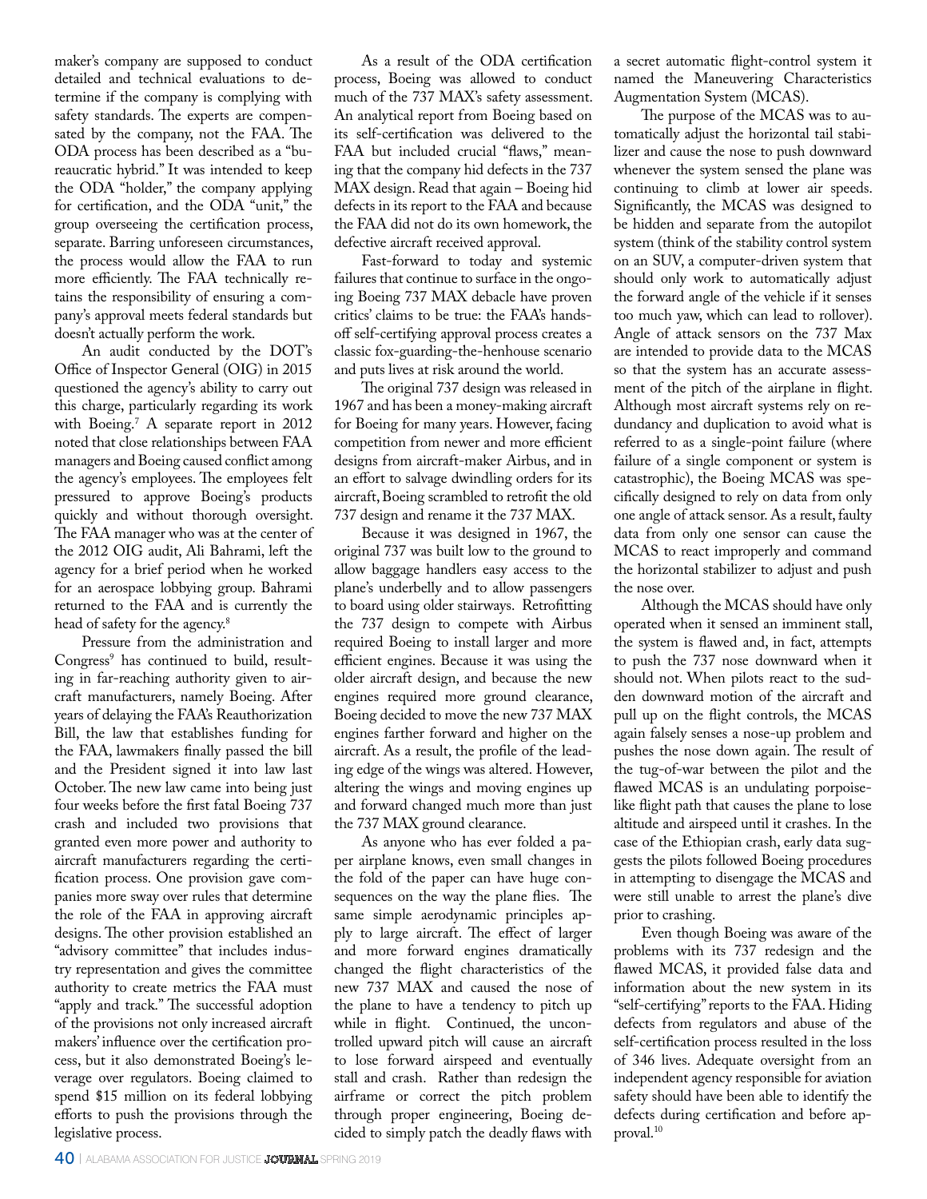maker's company are supposed to conduct detailed and technical evaluations to determine if the company is complying with safety standards. The experts are compensated by the company, not the FAA. The ODA process has been described as a "bureaucratic hybrid." It was intended to keep the ODA "holder," the company applying for certification, and the ODA "unit," the group overseeing the certification process, separate. Barring unforeseen circumstances, the process would allow the FAA to run more efficiently. The FAA technically retains the responsibility of ensuring a company's approval meets federal standards but doesn't actually perform the work.

An audit conducted by the DOT's Office of Inspector General (OIG) in 2015 questioned the agency's ability to carry out this charge, particularly regarding its work with Boeing.[7] A separate report in 2012 noted that close relationships between FAA managers and Boeing caused conflict among the agency's employees. The employees felt pressured to approve Boeing's products quickly and without thorough oversight. The FAA manager who was at the center of the 2012 OIG audit, Ali Bahrami, left the agency for a brief period when he worked for an aerospace lobbying group. Bahrami returned to the FAA and is currently the head of safety for the agency.[8]

Pressure from the administration and Congress[9] has continued to build, resulting in far-reaching authority given to aircraft manufacturers, namely Boeing. After years of delaying the FAA's Reauthorization Bill, the law that establishes funding for the FAA, lawmakers finally passed the bill and the President signed it into law last October. The new law came into being just four weeks before the first fatal Boeing 737 crash and included two provisions that granted even more power and authority to aircraft manufacturers regarding the certification process. One provision gave companies more sway over rules that determine the role of the FAA in approving aircraft designs. The other provision established an "advisory committee" that includes industry representation and gives the committee authority to create metrics the FAA must "apply and track." The successful adoption of the provisions not only increased aircraft makers' influence over the certification process, but it also demonstrated Boeing's leverage over regulators. Boeing claimed to spend $15 million on its federal lobbying efforts to push the provisions through the legislative process.

As a result of the ODA certification process, Boeing was allowed to conduct much of the 737 MAX's safety assessment. An analytical report from Boeing based on its self-certification was delivered to the FAA but included crucial "flaws," meaning that the company hid defects in the 737 MAX design. Read that again – Boeing hid defects in its report to the FAA and because the FAA did not do its own homework, the defective aircraft received approval.

Fast-forward to today and systemic failures that continue to surface in the ongoing Boeing 737 MAX debacle have proven critics' claims to be true: the FAA's hands-off self-certifying approval process creates a classic fox-guarding-the-henhouse scenario and puts lives at risk around the world.

The original 737 design was released in 1967 and has been a money-making aircraft for Boeing for many years. However, facing competition from newer and more efficient designs from aircraft-maker Airbus, and in an effort to salvage dwindling orders for its aircraft, Boeing scrambled to retrofit the old 737 design and rename it the 737 MAX.

Because it was designed in 1967, the original 737 was built low to the ground to allow baggage handlers easy access to the plane's underbelly and to allow passengers to board using older stairways. Retrofitting the 737 design to compete with Airbus required Boeing to install larger and more efficient engines. Because it was using the older aircraft design, and because the new engines required more ground clearance, Boeing decided to move the new 737 MAX engines farther forward and higher on the aircraft. As a result, the profile of the leading edge of the wings was altered. However, altering the wings and moving engines up and forward changed much more than just the 737 MAX ground clearance.

As anyone who has ever folded a paper airplane knows, even small changes in the fold of the paper can have huge consequences on the way the plane flies. The same simple aerodynamic principles apply to large aircraft. The effect of larger and more forward engines dramatically changed the flight characteristics of the new 737 MAX and caused the nose of the plane to have a tendency to pitch up while in flight. Continued, the uncontrolled upward pitch will cause an aircraft to lose forward airspeed and eventually stall and crash. Rather than redesign the airframe or correct the pitch problem through proper engineering, Boeing decided to simply patch the deadly flaws with a secret automatic flight-control system it named the Maneuvering Characteristics Augmentation System (MCAS).

The purpose of the MCAS was to automatically adjust the horizontal tail stabilizer and cause the nose to push downward whenever the system sensed the plane was continuing to climb at lower air speeds. Significantly, the MCAS was designed to be hidden and separate from the autopilot system (think of the stability control system on an SUV, a computer-driven system that should only work to automatically adjust the forward angle of the vehicle if it senses too much yaw, which can lead to rollover). Angle of attack sensors on the 737 Max are intended to provide data to the MCAS so that the system has an accurate assessment of the pitch of the airplane in flight. Although most aircraft systems rely on redundancy and duplication to avoid what is referred to as a single-point failure (where failure of a single component or system is catastrophic), the Boeing MCAS was specifically designed to rely on data from only one angle of attack sensor. As a result, faulty data from only one sensor can cause the MCAS to react improperly and command the horizontal stabilizer to adjust and push the nose over.

Although the MCAS should have only operated when it sensed an imminent stall, the system is flawed and, in fact, attempts to push the 737 nose downward when it should not. When pilots react to the sudden downward motion of the aircraft and pull up on the flight controls, the MCAS again falsely senses a nose-up problem and pushes the nose down again. The result of the tug-of-war between the pilot and the flawed MCAS is an undulating porpoise-like flight path that causes the plane to lose altitude and airspeed until it crashes. In the case of the Ethiopian crash, early data suggests the pilots followed Boeing procedures in attempting to disengage the MCAS and were still unable to arrest the plane's dive prior to crashing.

Even though Boeing was aware of the problems with its 737 redesign and the flawed MCAS, it provided false data and information about the new system in its "self-certifying" reports to the FAA. Hiding defects from regulators and abuse of the self-certification process resulted in the loss of 346 lives. Adequate oversight from an independent agency responsible for aviation safety should have been able to identify the defects during certification and before approval.[10]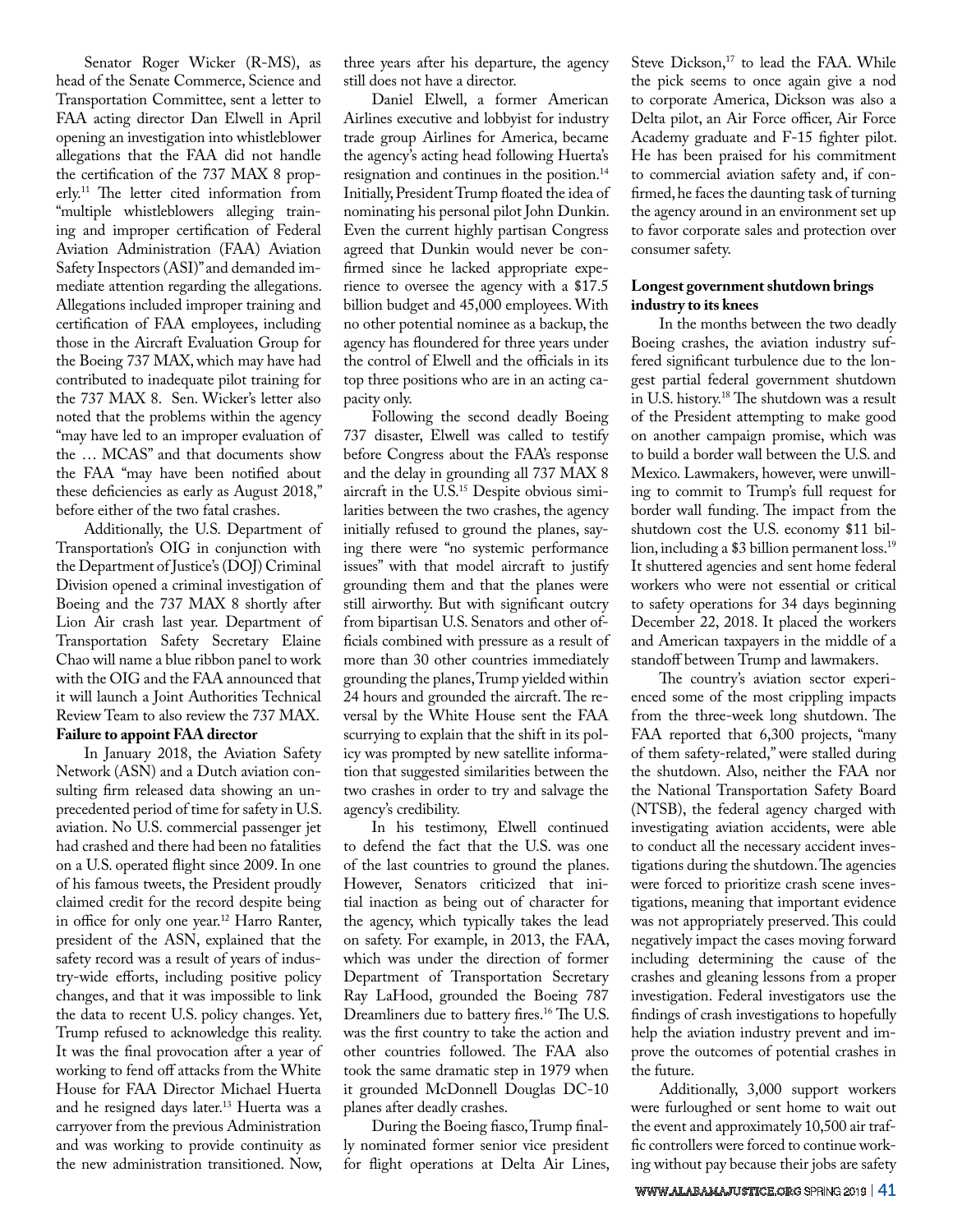Senator Roger Wicker (R-MS), as head of the Senate Commerce, Science and Transportation Committee, sent a letter to FAA acting director Dan Elwell in April opening an investigation into whistleblower allegations that the FAA did not handle the certification of the 737 MAX 8 properly.[11] The letter cited information from "multiple whistleblowers alleging training and improper certification of Federal Aviation Administration (FAA) Aviation Safety Inspectors (ASI)" and demanded immediate attention regarding the allegations. Allegations included improper training and certification of FAA employees, including those in the Aircraft Evaluation Group for the Boeing 737 MAX, which may have had contributed to inadequate pilot training for the 737 MAX 8. Sen. Wicker's letter also noted that the problems within the agency "may have led to an improper evaluation of the … MCAS" and that documents show the FAA "may have been notified about these deficiencies as early as August 2018," before either of the two fatal crashes.

Additionally, the U.S. Department of Transportation's OIG in conjunction with the Department of Justice's (DOJ) Criminal Division opened a criminal investigation of Boeing and the 737 MAX 8 shortly after Lion Air crash last year. Department of Transportation Safety Secretary Elaine Chao will name a blue ribbon panel to work with the OIG and the FAA announced that it will launch a Joint Authorities Technical Review Team to also review the 737 MAX.

**Failure to appoint FAA director**

In January 2018, the Aviation Safety Network (ASN) and a Dutch aviation consulting firm released data showing an unprecedented period of time for safety in U.S. aviation. No U.S. commercial passenger jet had crashed and there had been no fatalities on a U.S. operated flight since 2009. In one of his famous tweets, the President proudly claimed credit for the record despite being in office for only one year.[12] Harro Ranter, president of the ASN, explained that the safety record was a result of years of industry-wide efforts, including positive policy changes, and that it was impossible to link the data to recent U.S. policy changes. Yet, Trump refused to acknowledge this reality. It was the final provocation after a year of working to fend off attacks from the White House for FAA Director Michael Huerta and he resigned days later.[13] Huerta was a carryover from the previous Administration and was working to provide continuity as the new administration transitioned. Now, three years after his departure, the agency still does not have a director.

Daniel Elwell, a former American Airlines executive and lobbyist for industry trade group Airlines for America, became the agency's acting head following Huerta's resignation and continues in the position.[14] Initially, President Trump floated the idea of nominating his personal pilot John Dunkin. Even the current highly partisan Congress agreed that Dunkin would never be confirmed since he lacked appropriate experience to oversee the agency with a $17.5 billion budget and 45,000 employees. With no other potential nominee as a backup, the agency has floundered for three years under the control of Elwell and the officials in its top three positions who are in an acting capacity only.

Following the second deadly Boeing 737 disaster, Elwell was called to testify before Congress about the FAA's response and the delay in grounding all 737 MAX 8 aircraft in the U.S.[15] Despite obvious similarities between the two crashes, the agency initially refused to ground the planes, saying there were "no systemic performance issues" with that model aircraft to justify grounding them and that the planes were still airworthy. But with significant outcry from bipartisan U.S. Senators and other officials combined with pressure as a result of more than 30 other countries immediately grounding the planes, Trump yielded within 24 hours and grounded the aircraft. The reversal by the White House sent the FAA scurrying to explain that the shift in its policy was prompted by new satellite information that suggested similarities between the two crashes in order to try and salvage the agency's credibility.

In his testimony, Elwell continued to defend the fact that the U.S. was one of the last countries to ground the planes. However, Senators criticized that initial inaction as being out of character for the agency, which typically takes the lead on safety. For example, in 2013, the FAA, which was under the direction of former Department of Transportation Secretary Ray LaHood, grounded the Boeing 787 Dreamliners due to battery fires.[16] The U.S. was the first country to take the action and other countries followed. The FAA also took the same dramatic step in 1979 when it grounded McDonnell Douglas DC-10 planes after deadly crashes.

During the Boeing fiasco, Trump finally nominated former senior vice president for flight operations at Delta Air Lines, Steve Dickson,[17] to lead the FAA. While the pick seems to once again give a nod to corporate America, Dickson was also a Delta pilot, an Air Force officer, Air Force Academy graduate and F-15 fighter pilot. He has been praised for his commitment to commercial aviation safety and, if confirmed, he faces the daunting task of turning the agency around in an environment set up to favor corporate sales and protection over consumer safety.

**Longest government shutdown brings industry to its knees**

In the months between the two deadly Boeing crashes, the aviation industry suffered significant turbulence due to the longest partial federal government shutdown in U.S. history.[18] The shutdown was a result of the President attempting to make good on another campaign promise, which was to build a border wall between the U.S. and Mexico. Lawmakers, however, were unwilling to commit to Trump's full request for border wall funding. The impact from the shutdown cost the U.S. economy $11 billion, including a $3 billion permanent loss.[19] It shuttered agencies and sent home federal workers who were not essential or critical to safety operations for 34 days beginning December 22, 2018. It placed the workers and American taxpayers in the middle of a standoff between Trump and lawmakers.

The country's aviation sector experienced some of the most crippling impacts from the three-week long shutdown. The FAA reported that 6,300 projects, "many of them safety-related," were stalled during the shutdown. Also, neither the FAA nor the National Transportation Safety Board (NTSB), the federal agency charged with investigating aviation accidents, were able to conduct all the necessary accident investigations during the shutdown. The agencies were forced to prioritize crash scene investigations, meaning that important evidence was not appropriately preserved. This could negatively impact the cases moving forward including determining the cause of the crashes and gleaning lessons from a proper investigation. Federal investigators use the findings of crash investigations to hopefully help the aviation industry prevent and improve the outcomes of potential crashes in the future.

Additionally, 3,000 support workers were furloughed or sent home to wait out the event and approximately 10,500 air traffic controllers were forced to continue working without pay because their jobs are safety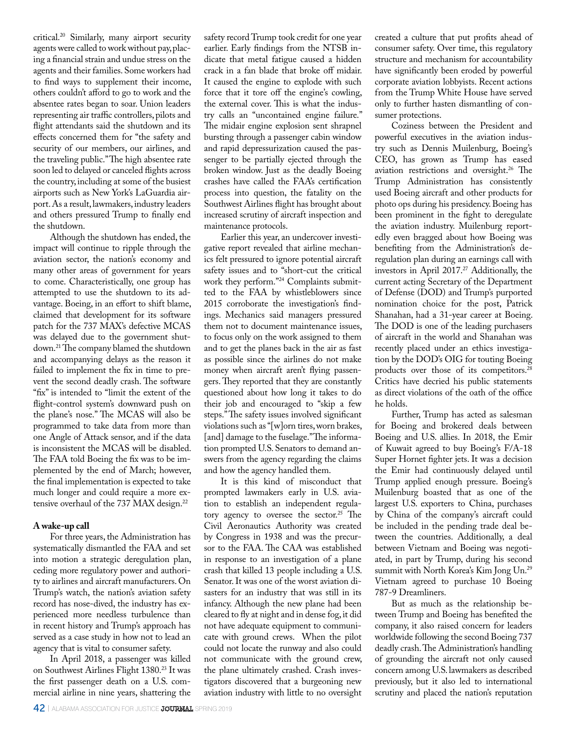critical.[20] Similarly, many airport security agents were called to work without pay, placing a financial strain and undue stress on the agents and their families. Some workers had to find ways to supplement their income, others couldn't afford to go to work and the absentee rates began to soar. Union leaders representing air traffic controllers, pilots and flight attendants said the shutdown and its effects concerned them for "the safety and security of our members, our airlines, and the traveling public." The high absentee rate soon led to delayed or canceled flights across the country, including at some of the busiest airports such as New York's LaGuardia airport. As a result, lawmakers, industry leaders and others pressured Trump to finally end the shutdown.

Although the shutdown has ended, the impact will continue to ripple through the aviation sector, the nation's economy and many other areas of government for years to come. Characteristically, one group has attempted to use the shutdown to its advantage. Boeing, in an effort to shift blame, claimed that development for its software patch for the 737 MAX's defective MCAS was delayed due to the government shutdown.[21] The company blamed the shutdown and accompanying delays as the reason it failed to implement the fix in time to prevent the second deadly crash. The software "fix" is intended to "limit the extent of the flight-control system's downward push on the plane's nose." The MCAS will also be programmed to take data from more than one Angle of Attack sensor, and if the data is inconsistent the MCAS will be disabled. The FAA told Boeing the fix was to be implemented by the end of March; however, the final implementation is expected to take much longer and could require a more extensive overhaul of the 737 MAX design.[22]

**A wake-up call**

For three years, the Administration has systematically dismantled the FAA and set into motion a strategic deregulation plan, ceding more regulatory power and authority to airlines and aircraft manufacturers. On Trump's watch, the nation's aviation safety record has nose-dived, the industry has experienced more needless turbulence than in recent history and Trump's approach has served as a case study in how not to lead an agency that is vital to consumer safety.

In April 2018, a passenger was killed on Southwest Airlines Flight 1380.[23] It was the first passenger death on a U.S. commercial airline in nine years, shattering the safety record Trump took credit for one year earlier. Early findings from the NTSB indicate that metal fatigue caused a hidden crack in a fan blade that broke off midair. It caused the engine to explode with such force that it tore off the engine's cowling, the external cover. This is what the industry calls an "uncontained engine failure." The midair engine explosion sent shrapnel bursting through a passenger cabin window and rapid depressurization caused the passenger to be partially ejected through the broken window. Just as the deadly Boeing crashes have called the FAA's certification process into question, the fatality on the Southwest Airlines flight has brought about increased scrutiny of aircraft inspection and maintenance protocols.

Earlier this year, an undercover investigative report revealed that airline mechanics felt pressured to ignore potential aircraft safety issues and to "short-cut the critical work they perform."[24] Complaints submitted to the FAA by whistleblowers since 2015 corroborate the investigation's findings. Mechanics said managers pressured them not to document maintenance issues, to focus only on the work assigned to them and to get the planes back in the air as fast as possible since the airlines do not make money when aircraft aren't flying passengers. They reported that they are constantly questioned about how long it takes to do their job and encouraged to "skip a few steps." The safety issues involved significant violations such as "[w]orn tires, worn brakes, [and] damage to the fuselage." The information prompted U.S. Senators to demand answers from the agency regarding the claims and how the agency handled them.

It is this kind of misconduct that prompted lawmakers early in U.S. aviation to establish an independent regulatory agency to oversee the sector.[25] The Civil Aeronautics Authority was created by Congress in 1938 and was the precursor to the FAA. The CAA was established in response to an investigation of a plane crash that killed 13 people including a U.S. Senator. It was one of the worst aviation disasters for an industry that was still in its infancy. Although the new plane had been cleared to fly at night and in dense fog, it did not have adequate equipment to communicate with ground crews. When the pilot could not locate the runway and also could not communicate with the ground crew, the plane ultimately crashed. Crash investigators discovered that a burgeoning new aviation industry with little to no oversight created a culture that put profits ahead of consumer safety. Over time, this regulatory structure and mechanism for accountability have significantly been eroded by powerful corporate aviation lobbyists. Recent actions from the Trump White House have served only to further hasten dismantling of consumer protections.

Coziness between the President and powerful executives in the aviation industry such as Dennis Muilenburg, Boeing's CEO, has grown as Trump has eased aviation restrictions and oversight.[26] The Trump Administration has consistently used Boeing aircraft and other products for photo ops during his presidency. Boeing has been prominent in the fight to deregulate the aviation industry. Muilenburg reportedly even bragged about how Boeing was benefiting from the Administration's deregulation plan during an earnings call with investors in April 2017.[27] Additionally, the current acting Secretary of the Department of Defense (DOD) and Trump's purported nomination choice for the post, Patrick Shanahan, had a 31-year career at Boeing. The DOD is one of the leading purchasers of aircraft in the world and Shanahan was recently placed under an ethics investigation by the DOD's OIG for touting Boeing products over those of its competitors.[28] Critics have decried his public statements as direct violations of the oath of the office he holds.

Further, Trump has acted as salesman for Boeing and brokered deals between Boeing and U.S. allies. In 2018, the Emir of Kuwait agreed to buy Boeing's F/A-18 Super Hornet fighter jets. It was a decision the Emir had continuously delayed until Trump applied enough pressure. Boeing's Muilenburg boasted that as one of the largest U.S. exporters to China, purchases by China of the company's aircraft could be included in the pending trade deal between the countries. Additionally, a deal between Vietnam and Boeing was negotiated, in part by Trump, during his second summit with North Korea's Kim Jong Un.[29] Vietnam agreed to purchase 10 Boeing 787-9 Dreamliners.

But as much as the relationship between Trump and Boeing has benefited the company, it also raised concern for leaders worldwide following the second Boeing 737 deadly crash. The Administration's handling of grounding the aircraft not only caused concern among U.S. lawmakers as described previously, but it also led to international scrutiny and placed the nation's reputation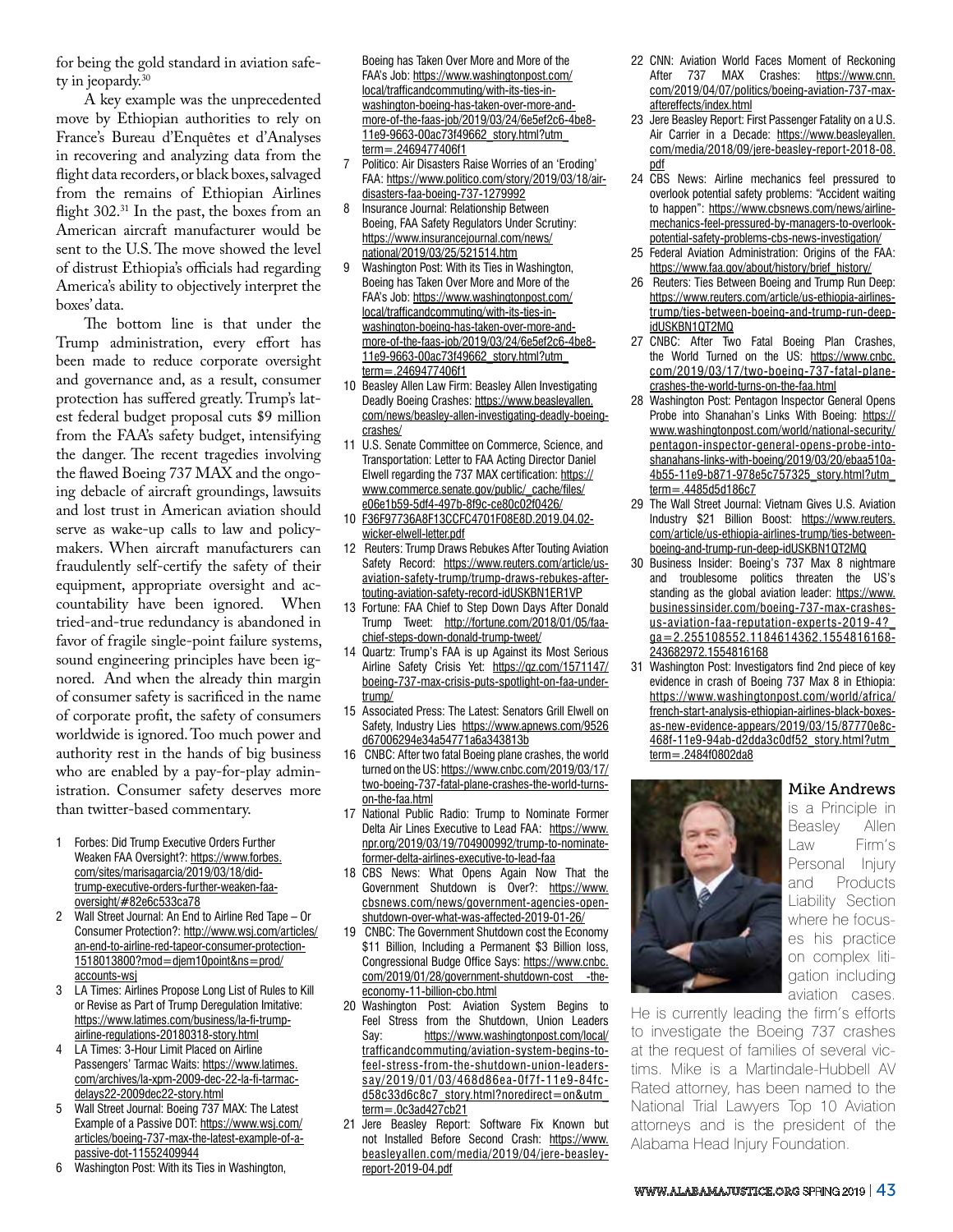for being the gold standard in aviation safety in jeopardy.[30]

A key example was the unprecedented move by Ethiopian authorities to rely on France's Bureau d'Enquêtes et d'Analyses in recovering and analyzing data from the flight data recorders, or black boxes, salvaged from the remains of Ethiopian Airlines flight 302.[31] In the past, the boxes from an American aircraft manufacturer would be sent to the U.S. The move showed the level of distrust Ethiopia's officials had regarding America's ability to objectively interpret the boxes' data.

The bottom line is that under the Trump administration, every effort has been made to reduce corporate oversight and governance and, as a result, consumer protection has suffered greatly. Trump's latest federal budget proposal cuts $9 million from the FAA's safety budget, intensifying the danger. The recent tragedies involving the flawed Boeing 737 MAX and the ongoing debacle of aircraft groundings, lawsuits and lost trust in American aviation should serve as wake-up calls to law and policymakers. When aircraft manufacturers can fraudulently self-certify the safety of their equipment, appropriate oversight and accountability have been ignored. When tried-and-true redundancy is abandoned in favor of fragile single-point failure systems, sound engineering principles have been ignored. And when the already thin margin of consumer safety is sacrificed in the name of corporate profit, the safety of consumers worldwide is ignored. Too much power and authority rest in the hands of big business who are enabled by a pay-for-play administration. Consumer safety deserves more than twitter-based commentary.

1 Forbes: Did Trump Executive Orders Further Weaken FAA Oversight?: https://www.forbes.com/sites/marisagarcia/2019/03/18/did-trump-executive-orders-further-weaken-faa-oversight/#82e6c533ca78
2 Wall Street Journal: An End to Airline Red Tape – Or Consumer Protection?: http://www.wsj.com/articles/an-end-to-airline-red-tapeor-consumer-protection-1518013800?mod=djem10point&ns=prod/accounts-wsj
3 LA Times: Airlines Propose Long List of Rules to Kill or Revise as Part of Trump Deregulation Imitative: https://www.latimes.com/business/la-fi-trump-airline-regulations-20180318-story.html
4 LA Times: 3-Hour Limit Placed on Airline Passengers' Tarmac Waits: https://www.latimes.com/archives/la-xpm-2009-dec-22-la-fi-tarmac-delays22-2009dec22-story.html
5 Wall Street Journal: Boeing 737 MAX: The Latest Example of a Passive DOT: https://www.wsj.com/articles/boeing-737-max-the-latest-example-of-a-passive-dot-11552409944
6 Washington Post: With its Ties in Washington, Boeing has Taken Over More and More of the FAA's Job: https://www.washingtonpost.com/local/trafficandcommuting/with-its-ties-in-washington-boeing-has-taken-over-more-and-more-of-the-faas-job/2019/03/24/6e5ef2c6-4be8-11e9-9663-00ac73f49662_story.html?utm_term=.2469477406f1
7 Politico: Air Disasters Raise Worries of an 'Eroding' FAA: https://www.politico.com/story/2019/03/18/air-disasters-faa-boeing-737-1279992
8 Insurance Journal: Relationship Between Boeing, FAA Safety Regulators Under Scrutiny: https://www.insurancejournal.com/news/national/2019/03/25/521514.htm
9 Washington Post: With its Ties in Washington, Boeing has Taken Over More and More of the FAA's Job: https://www.washingtonpost.com/local/trafficandcommuting/with-its-ties-in-washington-boeing-has-taken-over-more-and-more-of-the-faas-job/2019/03/24/6e5ef2c6-4be8-11e9-9663-00ac73f49662_story.html?utm_term=.2469477406f1
10 Beasley Allen Law Firm: Beasley Allen Investigating Deadly Boeing Crashes: https://www.beasleyallen.com/news/beasley-allen-investigating-deadly-boeing-crashes/
11 U.S. Senate Committee on Commerce, Science, and Transportation: Letter to FAA Acting Director Daniel Elwell regarding the 737 MAX certification: https://www.commerce.senate.gov/public/_cache/files/e06e1b59-5df4-497b-8f9c-ce80c02f0426/
10 F36F97736A8F13CCFC4701F08E8D.2019.04.02-wicker-elwell-letter.pdf
12 Reuters: Trump Draws Rebukes After Touting Aviation Safety Record: https://www.reuters.com/article/us-aviation-safety-trump/trump-draws-rebukes-after-touting-aviation-safety-record-idUSKBN1ER1VP
13 Fortune: FAA Chief to Step Down Days After Donald Trump Tweet: http://fortune.com/2018/01/05/faa-chief-steps-down-donald-trump-tweet/
14 Quartz: Trump's FAA is up Against its Most Serious Airline Safety Crisis Yet: https://qz.com/1571147/boeing-737-max-crisis-puts-spotlight-on-faa-under-trump/
15 Associated Press: The Latest: Senators Grill Elwell on Safety, Industry Lies https://www.apnews.com/9526d67006294e34a54771a6a343813b
16 CNBC: After two fatal Boeing plane crashes, the world turned on the US: https://www.cnbc.com/2019/03/17/two-boeing-737-fatal-plane-crashes-the-world-turns-on-the-faa.html
17 National Public Radio: Trump to Nominate Former Delta Air Lines Executive to Lead FAA: https://www.npr.org/2019/03/19/704900992/trump-to-nominate-former-delta-airlines-executive-to-lead-faa
18 CBS News: What Opens Again Now That the Government Shutdown is Over?: https://www.cbsnews.com/news/government-agencies-open-shutdown-over-what-was-affected-2019-01-26/
19 CNBC: The Government Shutdown cost the Economy $11 Billion, Including a Permanent $3 Billion loss, Congressional Budge Office Says: https://www.cnbc.com/2019/01/28/government-shutdown-cost -the-economy-11-billion-cbo.html
20 Washington Post: Aviation System Begins to Feel Stress from the Shutdown, Union Leaders Say: https://www.washingtonpost.com/local/trafficandcommuting/aviation-system-begins-to-feel-stress-from-the-shutdown-union-leaders-say/2019/01/03/468d86ea-0f7f-11e9-84fc-d58c33d6c8c7_story.html?noredirect=on&utm_term=.0c3ad427cb21
21 Jere Beasley Report: Software Fix Known but not Installed Before Second Crash: https://www.beasleyallen.com/media/2019/04/jere-beasley-report-2019-04.pdf
22 CNN: Aviation World Faces Moment of Reckoning After 737 MAX Crashes: https://www.cnn.com/2019/04/07/politics/boeing-aviation-737-max-aftereffects/index.html
23 Jere Beasley Report: First Passenger Fatality on a U.S. Air Carrier in a Decade: https://www.beasleyallen.com/media/2018/09/jere-beasley-report-2018-08.pdf
24 CBS News: Airline mechanics feel pressured to overlook potential safety problems: "Accident waiting to happen": https://www.cbsnews.com/news/airline-mechanics-feel-pressured-by-managers-to-overlook-potential-safety-problems-cbs-news-investigation/
25 Federal Aviation Administration: Origins of the FAA: https://www.faa.gov/about/history/brief_history/
26 Reuters: Ties Between Boeing and Trump Run Deep: https://www.reuters.com/article/us-ethiopia-airlines-trump/ties-between-boeing-and-trump-run-deep-idUSKBN1QT2MQ
27 CNBC: After Two Fatal Boeing Plan Crashes, the World Turned on the US: https://www.cnbc.com/2019/03/17/two-boeing-737-fatal-plane-crashes-the-world-turns-on-the-faa.html
28 Washington Post: Pentagon Inspector General Opens Probe into Shanahan's Links With Boeing: https://www.washingtonpost.com/world/national-security/pentagon-inspector-general-opens-probe-into-shanahans-links-with-boeing/2019/03/20/ebaa510a-4b55-11e9-b871-978e5c757325_story.html?utm_term=.4485d5d186c7
29 The Wall Street Journal: Vietnam Gives U.S. Aviation Industry $21 Billion Boost: https://www.reuters.com/article/us-ethiopia-airlines-trump/ties-between-boeing-and-trump-run-deep-idUSKBN1QT2MQ
30 Business Insider: Boeing's 737 Max 8 nightmare and troublesome politics threaten the US's standing as the global aviation leader: https://www.businessinsider.com/boeing-737-max-crashes-us-aviation-faa-reputation-experts-2019-4?_ga=2.255108552.1184614362.1554816168-243682972.1554816168
31 Washington Post: Investigators find 2nd piece of key evidence in crash of Boeing 737 Max 8 in Ethiopia: https://www.washingtonpost.com/world/africa/french-start-analysis-ethiopian-airlines-black-boxes-as-new-evidence-appears/2019/03/15/87770e8c-468f-11e9-94ab-d2dda3c0df52_story.html?utm_term=.2484f0802da8

**Mike Andrews** is a Principle in Beasley Allen Law Firm's Personal Injury and Products Liability Section where he focuses his practice on complex litigation including aviation cases. He is currently leading the firm's efforts to investigate the Boeing 737 crashes at the request of families of several victims. Mike is a Martindale-Hubbell AV Rated attorney, has been named to the National Trial Lawyers Top 10 Aviation attorneys and is the president of the Alabama Head Injury Foundation.